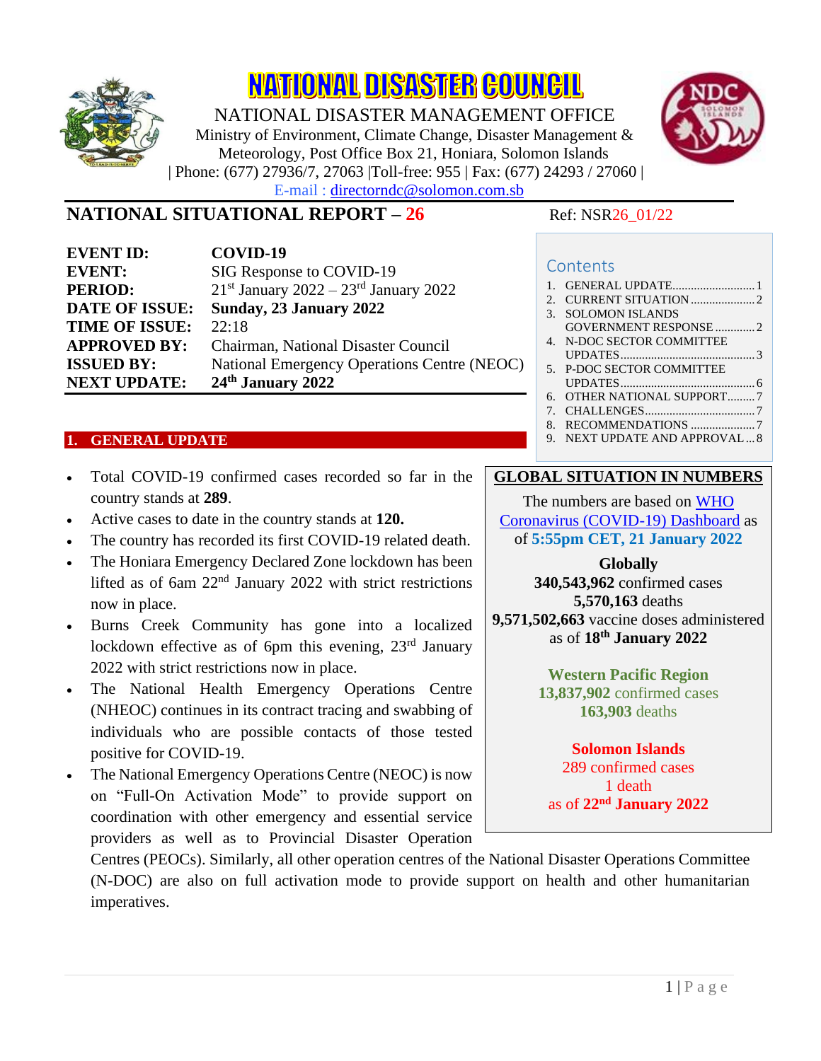# NATIONAL DISASTER COUNCIL

NATIONAL DISASTER MANAGEMENT OFFICE

Ministry of Environment, Climate Change, Disaster Management & Meteorology, Post Office Box 21, Honiara, Solomon Islands

| Phone: (677) 27936/7, 27063 |Toll-free: 955 | Fax: (677) 24293 / 27060 |

E-mail : directorndc@solomon.com.sb

## NATIONAL SITUATIONAL REPORT – 26

Ref: NSR26_01/22

| | |
|---|---|
| **EVENT ID:** | **COVID-19** |
| **EVENT:** | SIG Response to COVID-19 |
| **PERIOD:** | 21st January 2022 – 23rd January 2022 |
| **DATE OF ISSUE:** | **Sunday, 23 January 2022** |
| **TIME OF ISSUE:** | 22:18 |
| **APPROVED BY:** | Chairman, National Disaster Council |
| **ISSUED BY:** | National Emergency Operations Centre (NEOC) |
| **NEXT UPDATE:** | **24th January 2022** |

### Contents

1. GENERAL UPDATE .......... 1
2. CURRENT SITUATION .......... 2
3. SOLOMON ISLANDS GOVERNMENT RESPONSE .......... 2
4. N-DOC SECTOR COMMITTEE UPDATES .......... 3
5. P-DOC SECTOR COMMITTEE UPDATES .......... 6
6. OTHER NATIONAL SUPPORT .......... 7
7. CHALLENGES .......... 7
8. RECOMMENDATIONS .......... 7
9. NEXT UPDATE AND APPROVAL .......... 8

## 1. GENERAL UPDATE

- Total COVID-19 confirmed cases recorded so far in the country stands at **289**.
- Active cases to date in the country stands at **120.**
- The country has recorded its first COVID-19 related death.
- The Honiara Emergency Declared Zone lockdown has been lifted as of 6am 22nd January 2022 with strict restrictions now in place.
- Burns Creek Community has gone into a localized lockdown effective as of 6pm this evening, 23rd January 2022 with strict restrictions now in place.
- The National Health Emergency Operations Centre (NHEOC) continues in its contract tracing and swabbing of individuals who are possible contacts of those tested positive for COVID-19.
- The National Emergency Operations Centre (NEOC) is now on "Full-On Activation Mode" to provide support on coordination with other emergency and essential service providers as well as to Provincial Disaster Operation Centres (PEOCs). Similarly, all other operation centres of the National Disaster Operations Committee (N-DOC) are also on full activation mode to provide support on health and other humanitarian imperatives.

**GLOBAL SITUATION IN NUMBERS**

The numbers are based on WHO Coronavirus (COVID-19) Dashboard as of **5:55pm CET, 21 January 2022**

**Globally**
**340,543,962** confirmed cases
**5,570,163** deaths
**9,571,502,663** vaccine doses administered as of **18th January 2022**

**Western Pacific Region**
**13,837,902** confirmed cases
**163,903** deaths

**Solomon Islands**
289 confirmed cases
1 death
as of **22nd January 2022**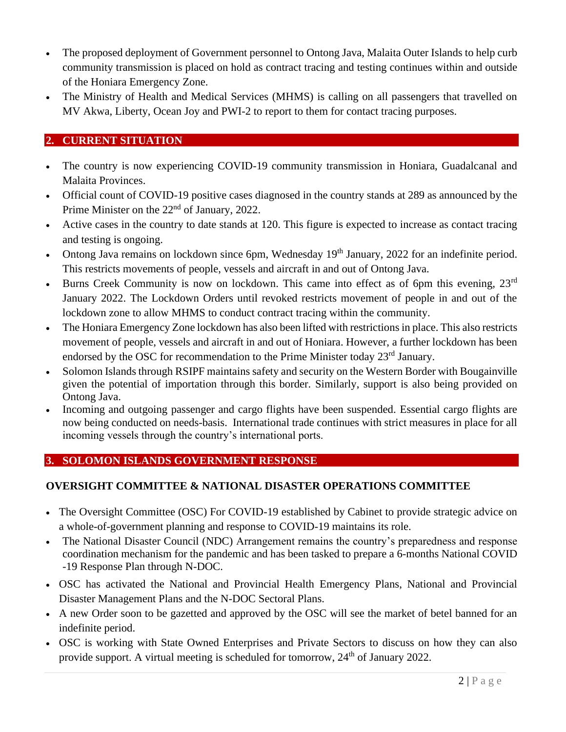- The proposed deployment of Government personnel to Ontong Java, Malaita Outer Islands to help curb community transmission is placed on hold as contract tracing and testing continues within and outside of the Honiara Emergency Zone.
- The Ministry of Health and Medical Services (MHMS) is calling on all passengers that travelled on MV Akwa, Liberty, Ocean Joy and PWI-2 to report to them for contact tracing purposes.

## 2. CURRENT SITUATION

- The country is now experiencing COVID-19 community transmission in Honiara, Guadalcanal and Malaita Provinces.
- Official count of COVID-19 positive cases diagnosed in the country stands at 289 as announced by the Prime Minister on the 22nd of January, 2022.
- Active cases in the country to date stands at 120. This figure is expected to increase as contact tracing and testing is ongoing.
- Ontong Java remains on lockdown since 6pm, Wednesday 19th January, 2022 for an indefinite period. This restricts movements of people, vessels and aircraft in and out of Ontong Java.
- Burns Creek Community is now on lockdown. This came into effect as of 6pm this evening, 23rd January 2022. The Lockdown Orders until revoked restricts movement of people in and out of the lockdown zone to allow MHMS to conduct contract tracing within the community.
- The Honiara Emergency Zone lockdown has also been lifted with restrictions in place. This also restricts movement of people, vessels and aircraft in and out of Honiara. However, a further lockdown has been endorsed by the OSC for recommendation to the Prime Minister today 23rd January.
- Solomon Islands through RSIPF maintains safety and security on the Western Border with Bougainville given the potential of importation through this border. Similarly, support is also being provided on Ontong Java.
- Incoming and outgoing passenger and cargo flights have been suspended. Essential cargo flights are now being conducted on needs-basis. International trade continues with strict measures in place for all incoming vessels through the country's international ports.

## 3. SOLOMON ISLANDS GOVERNMENT RESPONSE

### OVERSIGHT COMMITTEE & NATIONAL DISASTER OPERATIONS COMMITTEE

- The Oversight Committee (OSC) For COVID-19 established by Cabinet to provide strategic advice on a whole-of-government planning and response to COVID-19 maintains its role.
- The National Disaster Council (NDC) Arrangement remains the country's preparedness and response coordination mechanism for the pandemic and has been tasked to prepare a 6-months National COVID -19 Response Plan through N-DOC.
- OSC has activated the National and Provincial Health Emergency Plans, National and Provincial Disaster Management Plans and the N-DOC Sectoral Plans.
- A new Order soon to be gazetted and approved by the OSC will see the market of betel banned for an indefinite period.
- OSC is working with State Owned Enterprises and Private Sectors to discuss on how they can also provide support. A virtual meeting is scheduled for tomorrow, 24th of January 2022.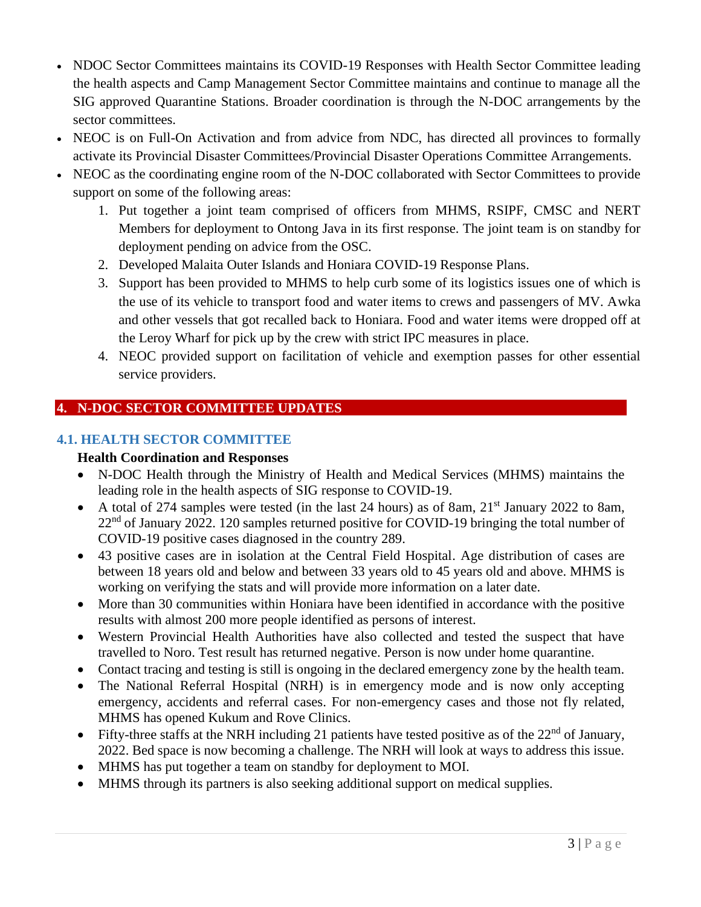- NDOC Sector Committees maintains its COVID-19 Responses with Health Sector Committee leading the health aspects and Camp Management Sector Committee maintains and continue to manage all the SIG approved Quarantine Stations. Broader coordination is through the N-DOC arrangements by the sector committees.
- NEOC is on Full-On Activation and from advice from NDC, has directed all provinces to formally activate its Provincial Disaster Committees/Provincial Disaster Operations Committee Arrangements.
- NEOC as the coordinating engine room of the N-DOC collaborated with Sector Committees to provide support on some of the following areas:
  1. Put together a joint team comprised of officers from MHMS, RSIPF, CMSC and NERT Members for deployment to Ontong Java in its first response. The joint team is on standby for deployment pending on advice from the OSC.
  2. Developed Malaita Outer Islands and Honiara COVID-19 Response Plans.
  3. Support has been provided to MHMS to help curb some of its logistics issues one of which is the use of its vehicle to transport food and water items to crews and passengers of MV. Awka and other vessels that got recalled back to Honiara. Food and water items were dropped off at the Leroy Wharf for pick up by the crew with strict IPC measures in place.
  4. NEOC provided support on facilitation of vehicle and exemption passes for other essential service providers.

## 4. N-DOC SECTOR COMMITTEE UPDATES

### 4.1. HEALTH SECTOR COMMITTEE

**Health Coordination and Responses**

- N-DOC Health through the Ministry of Health and Medical Services (MHMS) maintains the leading role in the health aspects of SIG response to COVID-19.
- A total of 274 samples were tested (in the last 24 hours) as of 8am, 21st January 2022 to 8am, 22nd of January 2022. 120 samples returned positive for COVID-19 bringing the total number of COVID-19 positive cases diagnosed in the country 289.
- 43 positive cases are in isolation at the Central Field Hospital. Age distribution of cases are between 18 years old and below and between 33 years old to 45 years old and above. MHMS is working on verifying the stats and will provide more information on a later date.
- More than 30 communities within Honiara have been identified in accordance with the positive results with almost 200 more people identified as persons of interest.
- Western Provincial Health Authorities have also collected and tested the suspect that have travelled to Noro. Test result has returned negative. Person is now under home quarantine.
- Contact tracing and testing is still is ongoing in the declared emergency zone by the health team.
- The National Referral Hospital (NRH) is in emergency mode and is now only accepting emergency, accidents and referral cases. For non-emergency cases and those not fly related, MHMS has opened Kukum and Rove Clinics.
- Fifty-three staffs at the NRH including 21 patients have tested positive as of the 22nd of January, 2022. Bed space is now becoming a challenge. The NRH will look at ways to address this issue.
- MHMS has put together a team on standby for deployment to MOI.
- MHMS through its partners is also seeking additional support on medical supplies.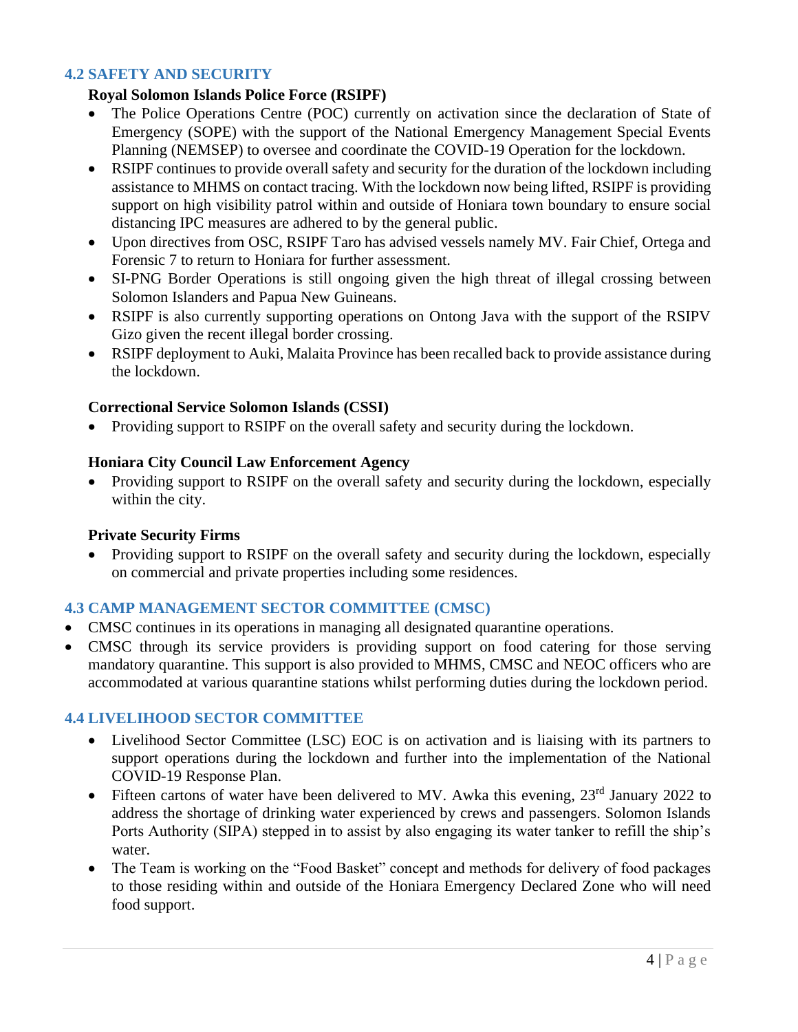## 4.2 SAFETY AND SECURITY

**Royal Solomon Islands Police Force (RSIPF)**

- The Police Operations Centre (POC) currently on activation since the declaration of State of Emergency (SOPE) with the support of the National Emergency Management Special Events Planning (NEMSEP) to oversee and coordinate the COVID-19 Operation for the lockdown.
- RSIPF continues to provide overall safety and security for the duration of the lockdown including assistance to MHMS on contact tracing. With the lockdown now being lifted, RSIPF is providing support on high visibility patrol within and outside of Honiara town boundary to ensure social distancing IPC measures are adhered to by the general public.
- Upon directives from OSC, RSIPF Taro has advised vessels namely MV. Fair Chief, Ortega and Forensic 7 to return to Honiara for further assessment.
- SI-PNG Border Operations is still ongoing given the high threat of illegal crossing between Solomon Islanders and Papua New Guineans.
- RSIPF is also currently supporting operations on Ontong Java with the support of the RSIPV Gizo given the recent illegal border crossing.
- RSIPF deployment to Auki, Malaita Province has been recalled back to provide assistance during the lockdown.

**Correctional Service Solomon Islands (CSSI)**

- Providing support to RSIPF on the overall safety and security during the lockdown.

**Honiara City Council Law Enforcement Agency**

- Providing support to RSIPF on the overall safety and security during the lockdown, especially within the city.

**Private Security Firms**

- Providing support to RSIPF on the overall safety and security during the lockdown, especially on commercial and private properties including some residences.

## 4.3 CAMP MANAGEMENT SECTOR COMMITTEE (CMSC)

- CMSC continues in its operations in managing all designated quarantine operations.
- CMSC through its service providers is providing support on food catering for those serving mandatory quarantine. This support is also provided to MHMS, CMSC and NEOC officers who are accommodated at various quarantine stations whilst performing duties during the lockdown period.

## 4.4 LIVELIHOOD SECTOR COMMITTEE

- Livelihood Sector Committee (LSC) EOC is on activation and is liaising with its partners to support operations during the lockdown and further into the implementation of the National COVID-19 Response Plan.
- Fifteen cartons of water have been delivered to MV. Awka this evening, 23rd January 2022 to address the shortage of drinking water experienced by crews and passengers. Solomon Islands Ports Authority (SIPA) stepped in to assist by also engaging its water tanker to refill the ship's water.
- The Team is working on the "Food Basket" concept and methods for delivery of food packages to those residing within and outside of the Honiara Emergency Declared Zone who will need food support.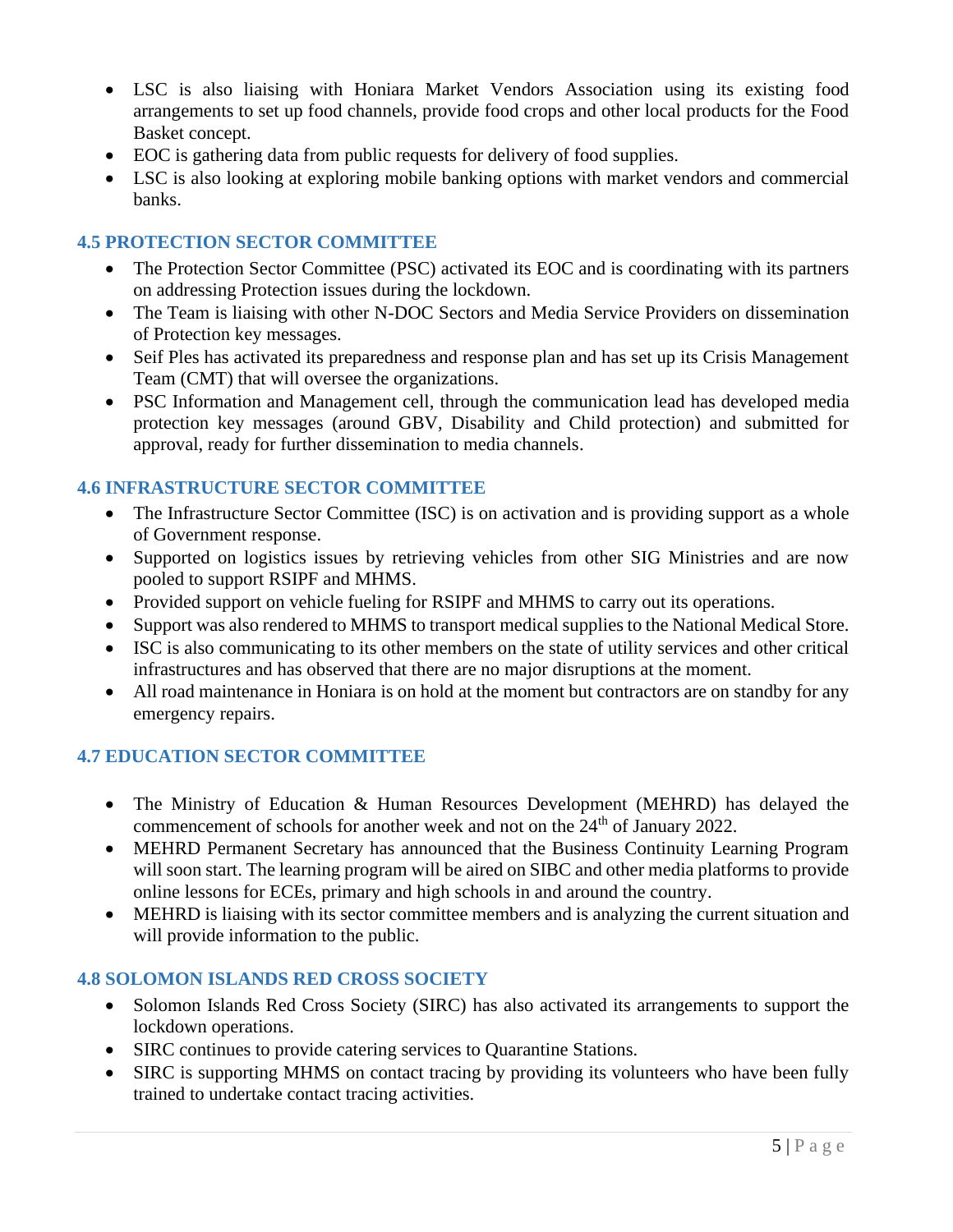- LSC is also liaising with Honiara Market Vendors Association using its existing food arrangements to set up food channels, provide food crops and other local products for the Food Basket concept.
- EOC is gathering data from public requests for delivery of food supplies.
- LSC is also looking at exploring mobile banking options with market vendors and commercial banks.

### 4.5 PROTECTION SECTOR COMMITTEE

- The Protection Sector Committee (PSC) activated its EOC and is coordinating with its partners on addressing Protection issues during the lockdown.
- The Team is liaising with other N-DOC Sectors and Media Service Providers on dissemination of Protection key messages.
- Seif Ples has activated its preparedness and response plan and has set up its Crisis Management Team (CMT) that will oversee the organizations.
- PSC Information and Management cell, through the communication lead has developed media protection key messages (around GBV, Disability and Child protection) and submitted for approval, ready for further dissemination to media channels.

### 4.6 INFRASTRUCTURE SECTOR COMMITTEE

- The Infrastructure Sector Committee (ISC) is on activation and is providing support as a whole of Government response.
- Supported on logistics issues by retrieving vehicles from other SIG Ministries and are now pooled to support RSIPF and MHMS.
- Provided support on vehicle fueling for RSIPF and MHMS to carry out its operations.
- Support was also rendered to MHMS to transport medical supplies to the National Medical Store.
- ISC is also communicating to its other members on the state of utility services and other critical infrastructures and has observed that there are no major disruptions at the moment.
- All road maintenance in Honiara is on hold at the moment but contractors are on standby for any emergency repairs.

### 4.7 EDUCATION SECTOR COMMITTEE

- The Ministry of Education & Human Resources Development (MEHRD) has delayed the commencement of schools for another week and not on the 24th of January 2022.
- MEHRD Permanent Secretary has announced that the Business Continuity Learning Program will soon start. The learning program will be aired on SIBC and other media platforms to provide online lessons for ECEs, primary and high schools in and around the country.
- MEHRD is liaising with its sector committee members and is analyzing the current situation and will provide information to the public.

### 4.8 SOLOMON ISLANDS RED CROSS SOCIETY

- Solomon Islands Red Cross Society (SIRC) has also activated its arrangements to support the lockdown operations.
- SIRC continues to provide catering services to Quarantine Stations.
- SIRC is supporting MHMS on contact tracing by providing its volunteers who have been fully trained to undertake contact tracing activities.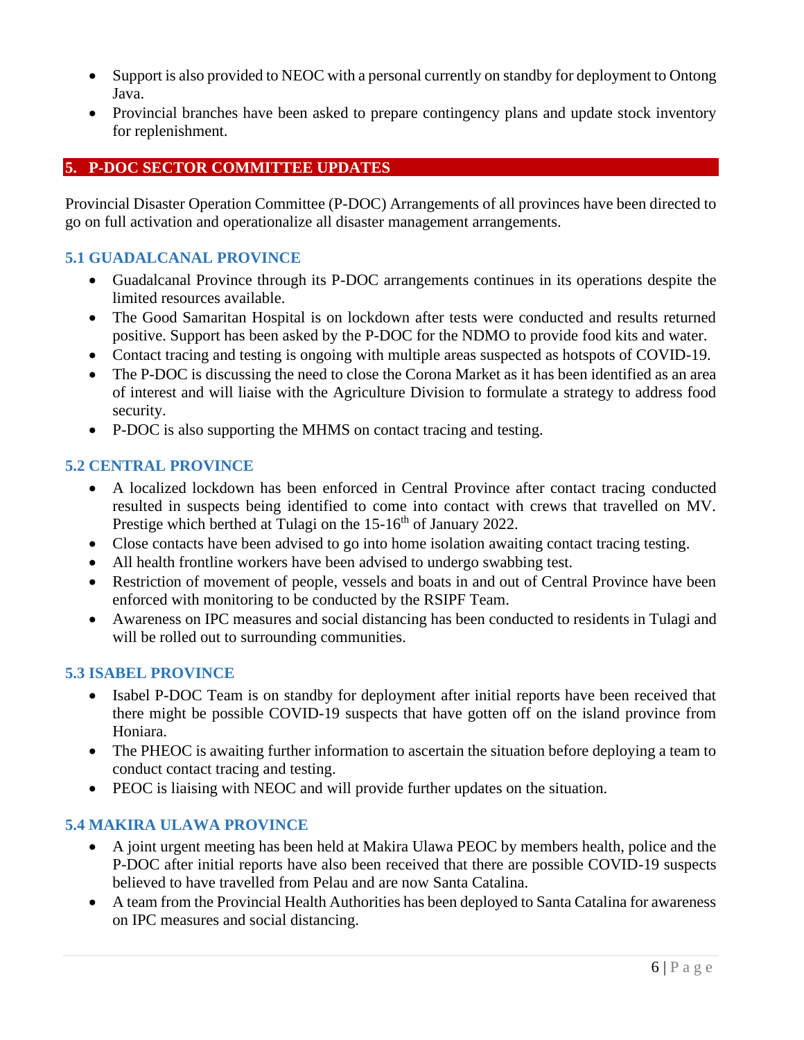- Support is also provided to NEOC with a personal currently on standby for deployment to Ontong Java.
- Provincial branches have been asked to prepare contingency plans and update stock inventory for replenishment.

## 5. P-DOC SECTOR COMMITTEE UPDATES

Provincial Disaster Operation Committee (P-DOC) Arrangements of all provinces have been directed to go on full activation and operationalize all disaster management arrangements.

### 5.1 GUADALCANAL PROVINCE

- Guadalcanal Province through its P-DOC arrangements continues in its operations despite the limited resources available.
- The Good Samaritan Hospital is on lockdown after tests were conducted and results returned positive. Support has been asked by the P-DOC for the NDMO to provide food kits and water.
- Contact tracing and testing is ongoing with multiple areas suspected as hotspots of COVID-19.
- The P-DOC is discussing the need to close the Corona Market as it has been identified as an area of interest and will liaise with the Agriculture Division to formulate a strategy to address food security.
- P-DOC is also supporting the MHMS on contact tracing and testing.

### 5.2 CENTRAL PROVINCE

- A localized lockdown has been enforced in Central Province after contact tracing conducted resulted in suspects being identified to come into contact with crews that travelled on MV. Prestige which berthed at Tulagi on the 15-16th of January 2022.
- Close contacts have been advised to go into home isolation awaiting contact tracing testing.
- All health frontline workers have been advised to undergo swabbing test.
- Restriction of movement of people, vessels and boats in and out of Central Province have been enforced with monitoring to be conducted by the RSIPF Team.
- Awareness on IPC measures and social distancing has been conducted to residents in Tulagi and will be rolled out to surrounding communities.

### 5.3 ISABEL PROVINCE

- Isabel P-DOC Team is on standby for deployment after initial reports have been received that there might be possible COVID-19 suspects that have gotten off on the island province from Honiara.
- The PHEOC is awaiting further information to ascertain the situation before deploying a team to conduct contact tracing and testing.
- PEOC is liaising with NEOC and will provide further updates on the situation.

### 5.4 MAKIRA ULAWA PROVINCE

- A joint urgent meeting has been held at Makira Ulawa PEOC by members health, police and the P-DOC after initial reports have also been received that there are possible COVID-19 suspects believed to have travelled from Pelau and are now Santa Catalina.
- A team from the Provincial Health Authorities has been deployed to Santa Catalina for awareness on IPC measures and social distancing.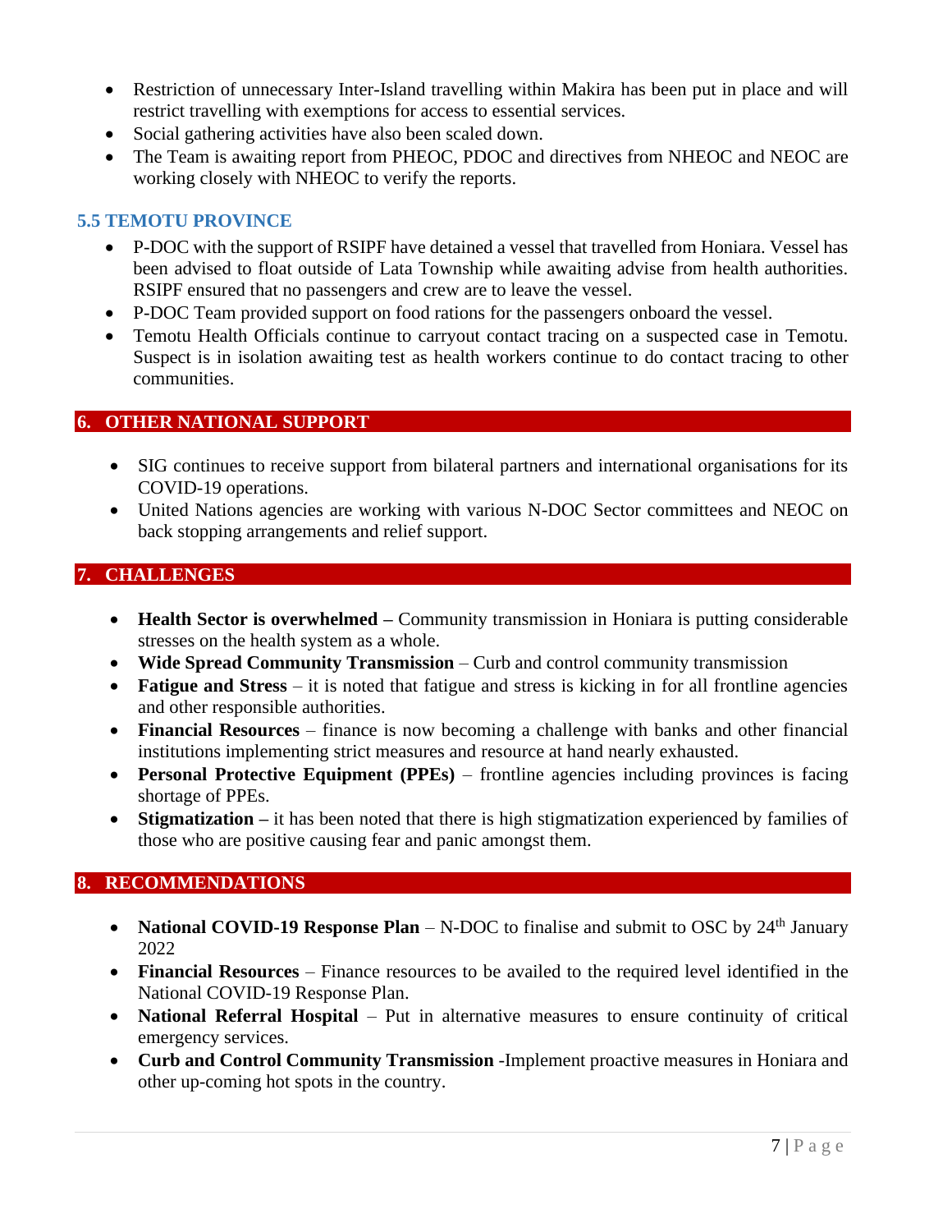- Restriction of unnecessary Inter-Island travelling within Makira has been put in place and will restrict travelling with exemptions for access to essential services.
- Social gathering activities have also been scaled down.
- The Team is awaiting report from PHEOC, PDOC and directives from NHEOC and NEOC are working closely with NHEOC to verify the reports.

### 5.5 TEMOTU PROVINCE

- P-DOC with the support of RSIPF have detained a vessel that travelled from Honiara. Vessel has been advised to float outside of Lata Township while awaiting advise from health authorities. RSIPF ensured that no passengers and crew are to leave the vessel.
- P-DOC Team provided support on food rations for the passengers onboard the vessel.
- Temotu Health Officials continue to carryout contact tracing on a suspected case in Temotu. Suspect is in isolation awaiting test as health workers continue to do contact tracing to other communities.

## 6. OTHER NATIONAL SUPPORT

- SIG continues to receive support from bilateral partners and international organisations for its COVID-19 operations.
- United Nations agencies are working with various N-DOC Sector committees and NEOC on back stopping arrangements and relief support.

## 7. CHALLENGES

- **Health Sector is overwhelmed –** Community transmission in Honiara is putting considerable stresses on the health system as a whole.
- **Wide Spread Community Transmission** – Curb and control community transmission
- **Fatigue and Stress** – it is noted that fatigue and stress is kicking in for all frontline agencies and other responsible authorities.
- **Financial Resources** – finance is now becoming a challenge with banks and other financial institutions implementing strict measures and resource at hand nearly exhausted.
- **Personal Protective Equipment (PPEs)** – frontline agencies including provinces is facing shortage of PPEs.
- **Stigmatization –** it has been noted that there is high stigmatization experienced by families of those who are positive causing fear and panic amongst them.

## 8. RECOMMENDATIONS

- **National COVID-19 Response Plan** – N-DOC to finalise and submit to OSC by 24th January 2022
- **Financial Resources** – Finance resources to be availed to the required level identified in the National COVID-19 Response Plan.
- **National Referral Hospital** – Put in alternative measures to ensure continuity of critical emergency services.
- **Curb and Control Community Transmission** -Implement proactive measures in Honiara and other up-coming hot spots in the country.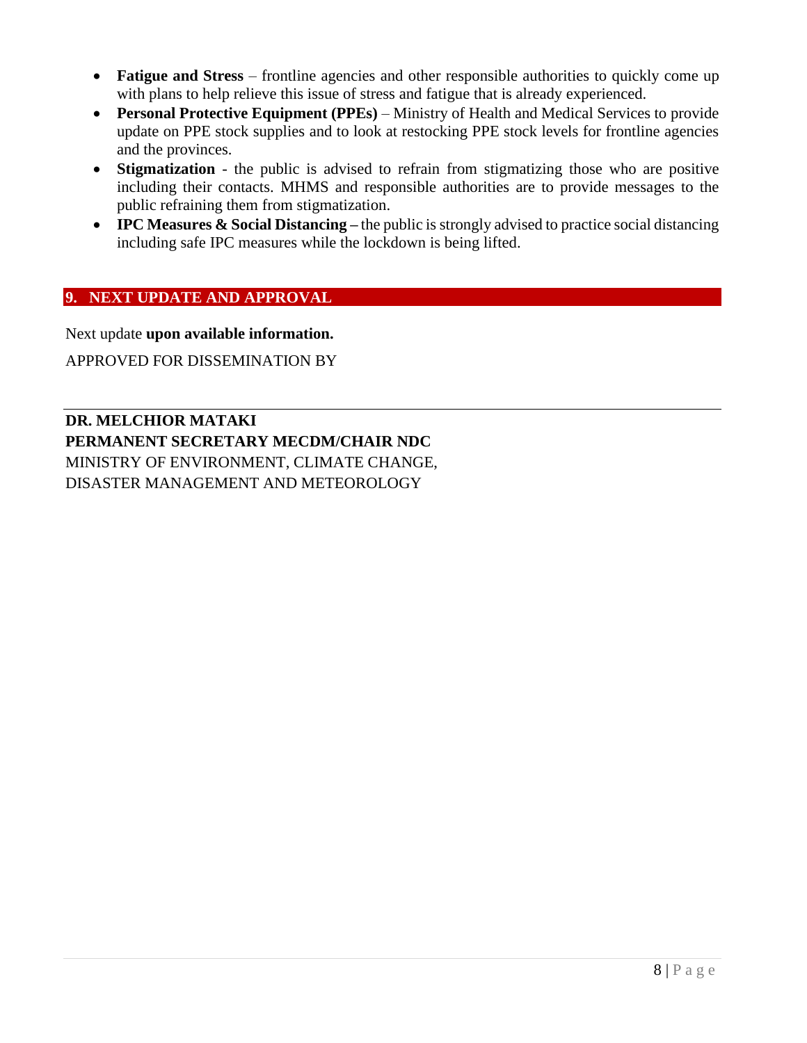- **Fatigue and Stress** – frontline agencies and other responsible authorities to quickly come up with plans to help relieve this issue of stress and fatigue that is already experienced.
- **Personal Protective Equipment (PPEs)** – Ministry of Health and Medical Services to provide update on PPE stock supplies and to look at restocking PPE stock levels for frontline agencies and the provinces.
- **Stigmatization** - the public is advised to refrain from stigmatizing those who are positive including their contacts. MHMS and responsible authorities are to provide messages to the public refraining them from stigmatization.
- **IPC Measures & Social Distancing –** the public is strongly advised to practice social distancing including safe IPC measures while the lockdown is being lifted.

## 9. NEXT UPDATE AND APPROVAL

Next update **upon available information.**

APPROVED FOR DISSEMINATION BY

---

**DR. MELCHIOR MATAKI**
**PERMANENT SECRETARY MECDM/CHAIR NDC**
MINISTRY OF ENVIRONMENT, CLIMATE CHANGE,
DISASTER MANAGEMENT AND METEOROLOGY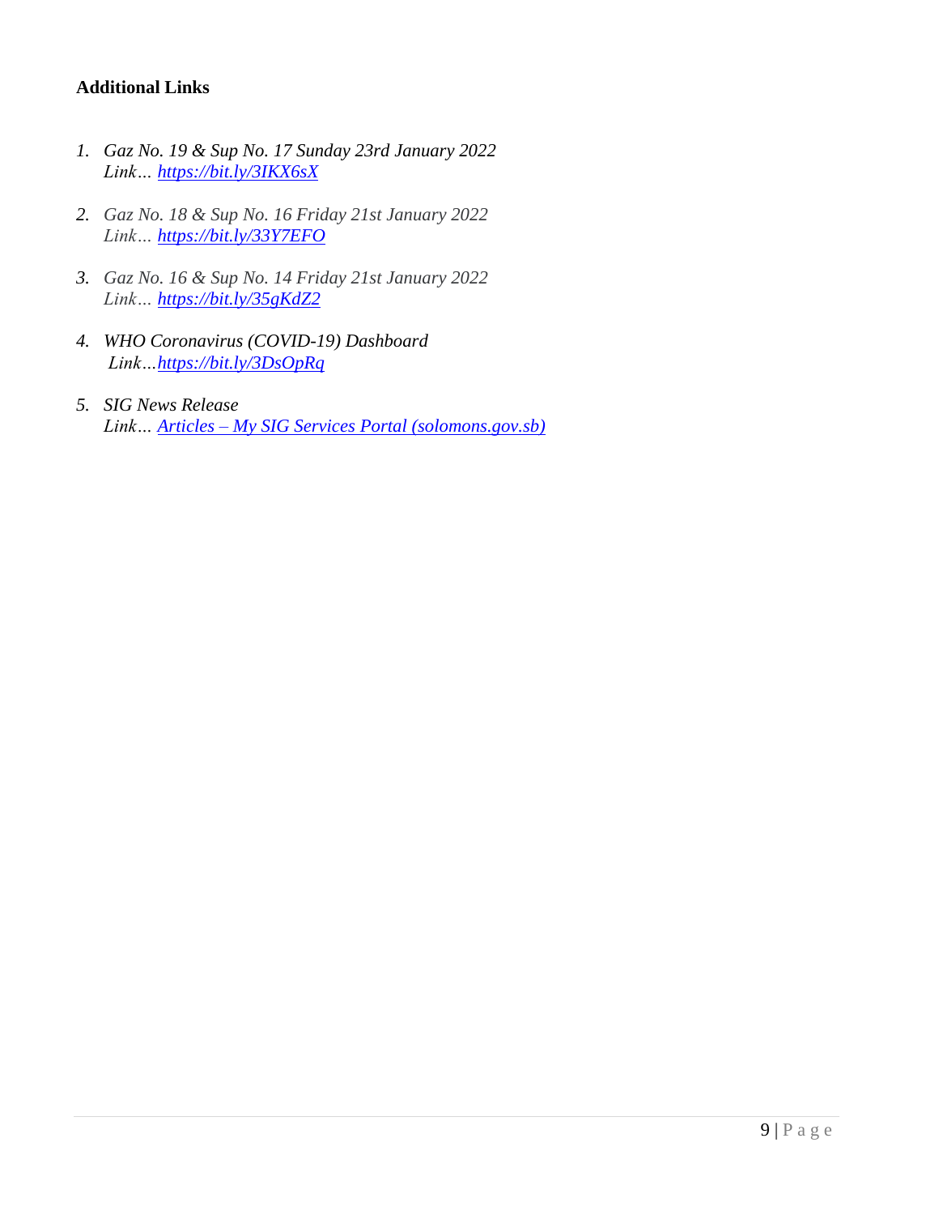**Additional Links**

1. *Gaz No. 19 & Sup No. 17 Sunday 23rd January 2022*
   *Link… [https://bit.ly/3IKX6sX](https://bit.ly/3IKX6sX)*

2. *Gaz No. 18 & Sup No. 16 Friday 21st January 2022*
   *Link… [https://bit.ly/33Y7EFO](https://bit.ly/33Y7EFO)*

3. *Gaz No. 16 & Sup No. 14 Friday 21st January 2022*
   *Link… [https://bit.ly/35gKdZ2](https://bit.ly/35gKdZ2)*

4. *WHO Coronavirus (COVID-19) Dashboard*
   *Link…[https://bit.ly/3DsOpRq](https://bit.ly/3DsOpRq)*

5. *SIG News Release*
   *Link… Articles – My SIG Services Portal (solomons.gov.sb)*